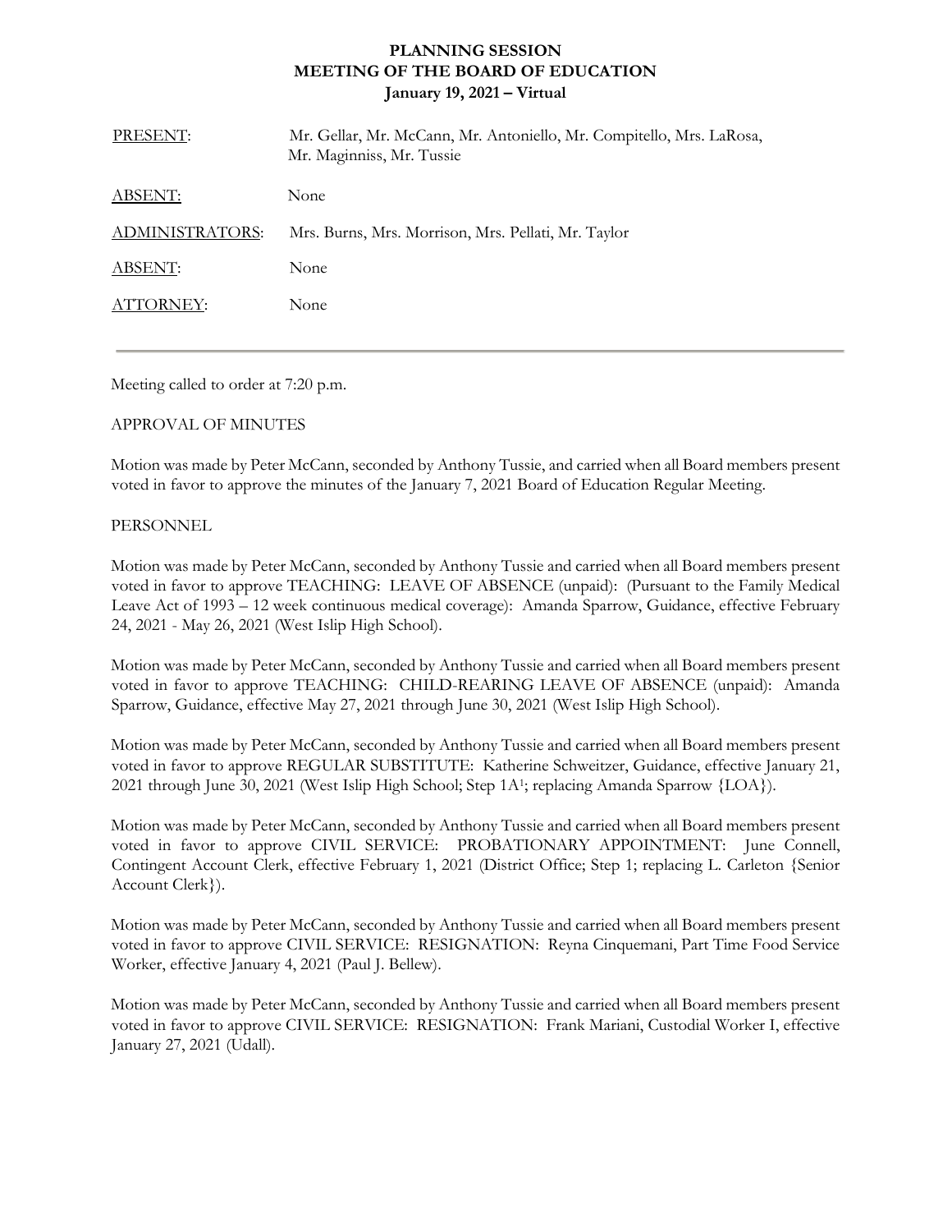# PLANNING SESSION
# MEETING OF THE BOARD OF EDUCATION
### January 19, 2021 – Virtual

| | |
|---|---|
| PRESENT: | Mr. Gellar, Mr. McCann, Mr. Antoniello, Mr. Compitello, Mrs. LaRosa, Mr. Maginniss, Mr. Tussie |
| ABSENT: | None |
| ADMINISTRATORS: | Mrs. Burns, Mrs. Morrison, Mrs. Pellati, Mr. Taylor |
| ABSENT: | None |
| ATTORNEY: | None |

---

Meeting called to order at 7:20 p.m.

APPROVAL OF MINUTES

Motion was made by Peter McCann, seconded by Anthony Tussie, and carried when all Board members present voted in favor to approve the minutes of the January 7, 2021 Board of Education Regular Meeting.

PERSONNEL

Motion was made by Peter McCann, seconded by Anthony Tussie and carried when all Board members present voted in favor to approve TEACHING: LEAVE OF ABSENCE (unpaid): (Pursuant to the Family Medical Leave Act of 1993 – 12 week continuous medical coverage): Amanda Sparrow, Guidance, effective February 24, 2021 - May 26, 2021 (West Islip High School).

Motion was made by Peter McCann, seconded by Anthony Tussie and carried when all Board members present voted in favor to approve TEACHING: CHILD-REARING LEAVE OF ABSENCE (unpaid): Amanda Sparrow, Guidance, effective May 27, 2021 through June 30, 2021 (West Islip High School).

Motion was made by Peter McCann, seconded by Anthony Tussie and carried when all Board members present voted in favor to approve REGULAR SUBSTITUTE: Katherine Schweitzer, Guidance, effective January 21, 2021 through June 30, 2021 (West Islip High School; Step 1A[1]; replacing Amanda Sparrow {LOA}).

Motion was made by Peter McCann, seconded by Anthony Tussie and carried when all Board members present voted in favor to approve CIVIL SERVICE: PROBATIONARY APPOINTMENT: June Connell, Contingent Account Clerk, effective February 1, 2021 (District Office; Step 1; replacing L. Carleton {Senior Account Clerk}).

Motion was made by Peter McCann, seconded by Anthony Tussie and carried when all Board members present voted in favor to approve CIVIL SERVICE: RESIGNATION: Reyna Cinquemani, Part Time Food Service Worker, effective January 4, 2021 (Paul J. Bellew).

Motion was made by Peter McCann, seconded by Anthony Tussie and carried when all Board members present voted in favor to approve CIVIL SERVICE: RESIGNATION: Frank Mariani, Custodial Worker I, effective January 27, 2021 (Udall).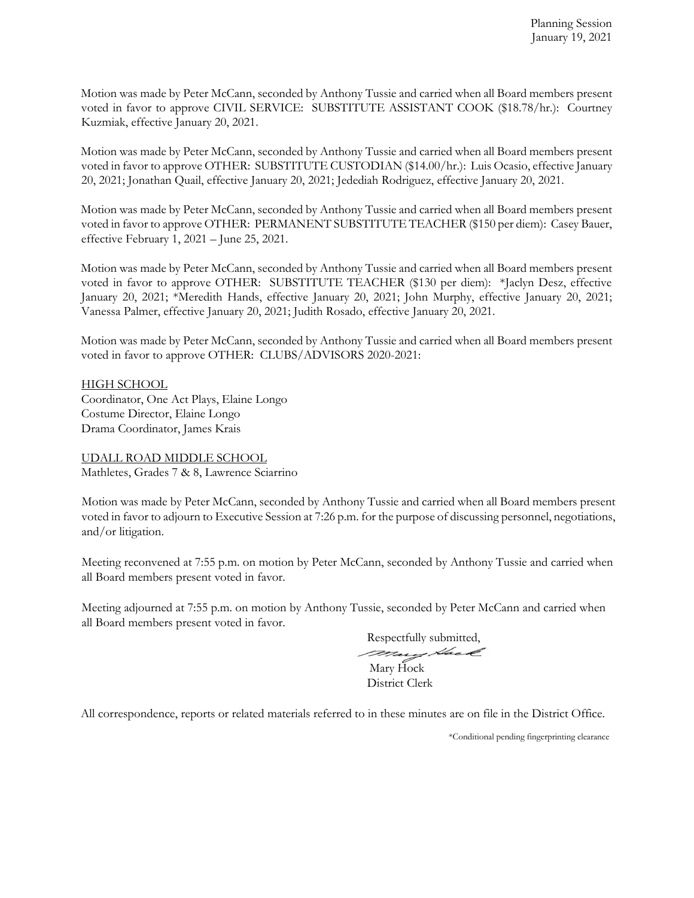Motion was made by Peter McCann, seconded by Anthony Tussie and carried when all Board members present voted in favor to approve CIVIL SERVICE: SUBSTITUTE ASSISTANT COOK ($18.78/hr.): Courtney Kuzmiak, effective January 20, 2021.

Motion was made by Peter McCann, seconded by Anthony Tussie and carried when all Board members present voted in favor to approve OTHER: SUBSTITUTE CUSTODIAN ($14.00/hr.): Luis Ocasio, effective January 20, 2021; Jonathan Quail, effective January 20, 2021; Jedediah Rodriguez, effective January 20, 2021.

Motion was made by Peter McCann, seconded by Anthony Tussie and carried when all Board members present voted in favor to approve OTHER: PERMANENT SUBSTITUTE TEACHER ($150 per diem): Casey Bauer, effective February 1, 2021 – June 25, 2021.

Motion was made by Peter McCann, seconded by Anthony Tussie and carried when all Board members present voted in favor to approve OTHER: SUBSTITUTE TEACHER ($130 per diem): *Jaclyn Desz, effective January 20, 2021; *Meredith Hands, effective January 20, 2021; John Murphy, effective January 20, 2021; Vanessa Palmer, effective January 20, 2021; Judith Rosado, effective January 20, 2021.

Motion was made by Peter McCann, seconded by Anthony Tussie and carried when all Board members present voted in favor to approve OTHER: CLUBS/ADVISORS 2020-2021:

HIGH SCHOOL
Coordinator, One Act Plays, Elaine Longo
Costume Director, Elaine Longo
Drama Coordinator, James Krais

UDALL ROAD MIDDLE SCHOOL
Mathletes, Grades 7 & 8, Lawrence Sciarrino

Motion was made by Peter McCann, seconded by Anthony Tussie and carried when all Board members present voted in favor to adjourn to Executive Session at 7:26 p.m. for the purpose of discussing personnel, negotiations, and/or litigation.

Meeting reconvened at 7:55 p.m. on motion by Peter McCann, seconded by Anthony Tussie and carried when all Board members present voted in favor.

Meeting adjourned at 7:55 p.m. on motion by Anthony Tussie, seconded by Peter McCann and carried when all Board members present voted in favor.

Respectfully submitted,

Mary Hock
District Clerk

All correspondence, reports or related materials referred to in these minutes are on file in the District Office.

*Conditional pending fingerprinting clearance